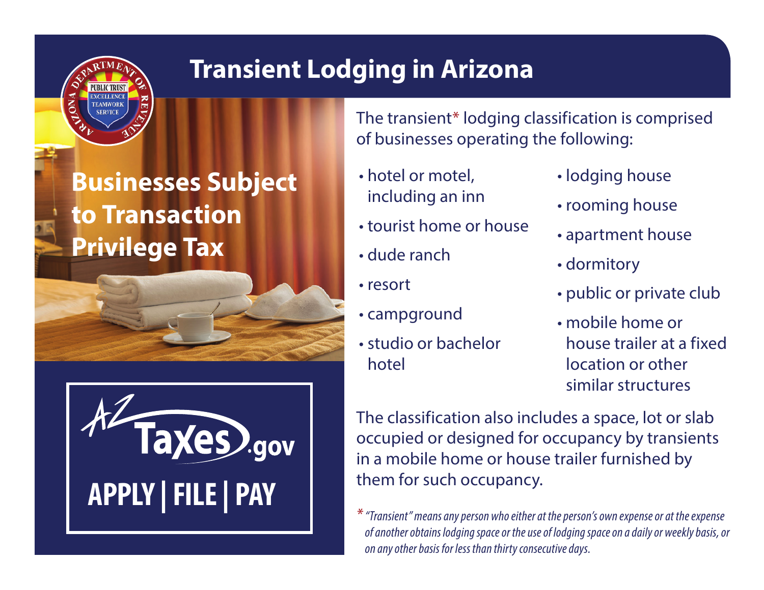# Transient Lodging in Arizona

## Businesses Subject to Transaction Privilege Tax

AZTaxes.gov

APPLY | FILE | PAY

The transient* lodging classification is comprised of businesses operating the following:

- hotel or motel, including an inn
- tourist home or house
- dude ranch
- resort
- campground
- studio or bachelor hotel
- lodging house
- rooming house
- apartment house
- dormitory
- public or private club
- mobile home or house trailer at a fixed location or other similar structures

The classification also includes a space, lot or slab occupied or designed for occupancy by transients in a mobile home or house trailer furnished by them for such occupancy.

*\* "Transient" means any person who either at the person's own expense or at the expense of another obtains lodging space or the use of lodging space on a daily or weekly basis, or on any other basis for less than thirty consecutive days.*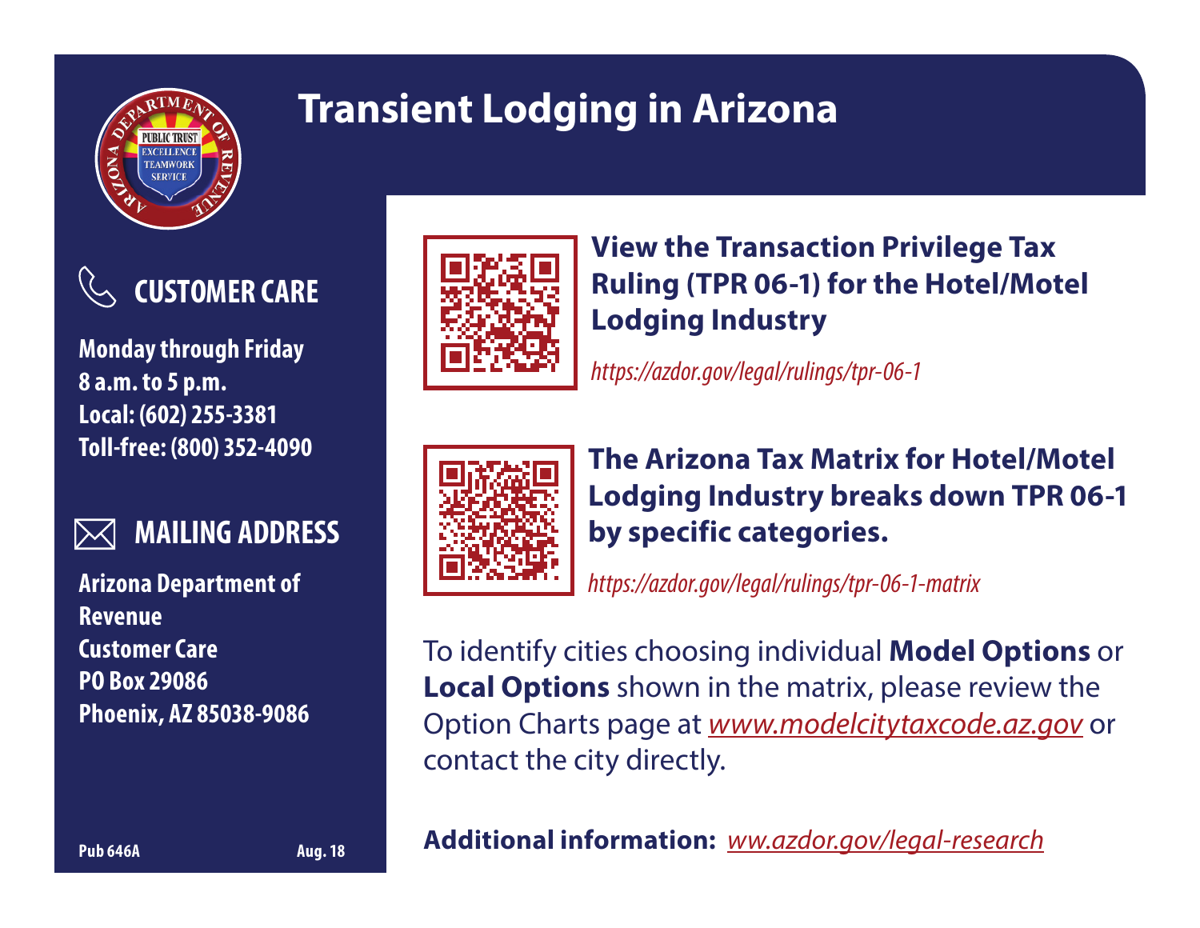# Transient Lodging in Arizona

## CUSTOMER CARE

**Monday through Friday**
**8 a.m. to 5 p.m.**
**Local: (602) 255-3381**
**Toll-free: (800) 352-4090**

## MAILING ADDRESS

**Arizona Department of Revenue**
**Customer Care**
**PO Box 29086**
**Phoenix, AZ 85038-9086**

Pub 646A Aug. 18

**View the Transaction Privilege Tax Ruling (TPR 06-1) for the Hotel/Motel Lodging Industry**

*https://azdor.gov/legal/rulings/tpr-06-1*

**The Arizona Tax Matrix for Hotel/Motel Lodging Industry breaks down TPR 06-1 by specific categories.**

*https://azdor.gov/legal/rulings/tpr-06-1-matrix*

To identify cities choosing individual **Model Options** or **Local Options** shown in the matrix, please review the Option Charts page at *www.modelcitytaxcode.az.gov* or contact the city directly.

**Additional information:** *ww.azdor.gov/legal-research*